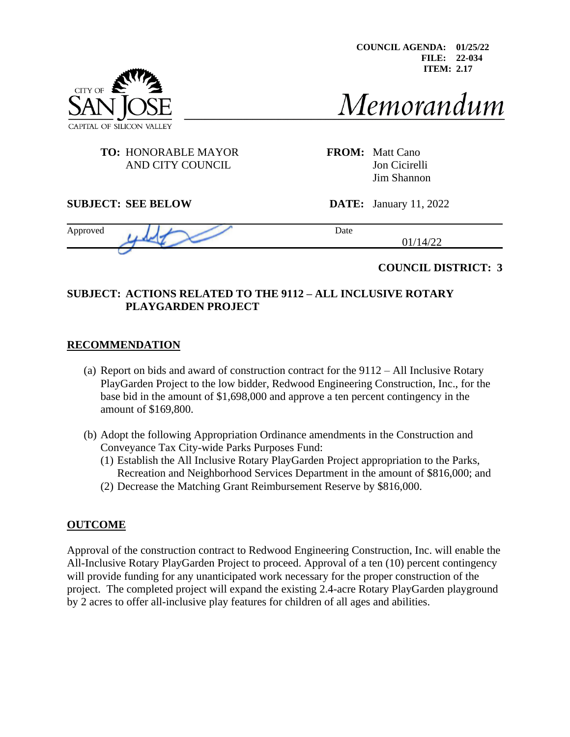COUNCIL AGENDA: 01/25/22
FILE: 22-034
ITEM: 2.17

CITY OF SAN JOSE
CAPITAL OF SILICON VALLEY

# Memorandum

**TO:** HONORABLE MAYOR AND CITY COUNCIL

**FROM:** Matt Cano
Jon Cicirelli
Jim Shannon

**SUBJECT: SEE BELOW**

**DATE:** January 11, 2022

Approved

Date 01/14/22

**COUNCIL DISTRICT: 3**

**SUBJECT: ACTIONS RELATED TO THE 9112 – ALL INCLUSIVE ROTARY PLAYGARDEN PROJECT**

## RECOMMENDATION

(a) Report on bids and award of construction contract for the 9112 – All Inclusive Rotary PlayGarden Project to the low bidder, Redwood Engineering Construction, Inc., for the base bid in the amount of $1,698,000 and approve a ten percent contingency in the amount of $169,800.

(b) Adopt the following Appropriation Ordinance amendments in the Construction and Conveyance Tax City-wide Parks Purposes Fund:
(1) Establish the All Inclusive Rotary PlayGarden Project appropriation to the Parks, Recreation and Neighborhood Services Department in the amount of $816,000; and
(2) Decrease the Matching Grant Reimbursement Reserve by $816,000.

## OUTCOME

Approval of the construction contract to Redwood Engineering Construction, Inc. will enable the All-Inclusive Rotary PlayGarden Project to proceed. Approval of a ten (10) percent contingency will provide funding for any unanticipated work necessary for the proper construction of the project. The completed project will expand the existing 2.4-acre Rotary PlayGarden playground by 2 acres to offer all-inclusive play features for children of all ages and abilities.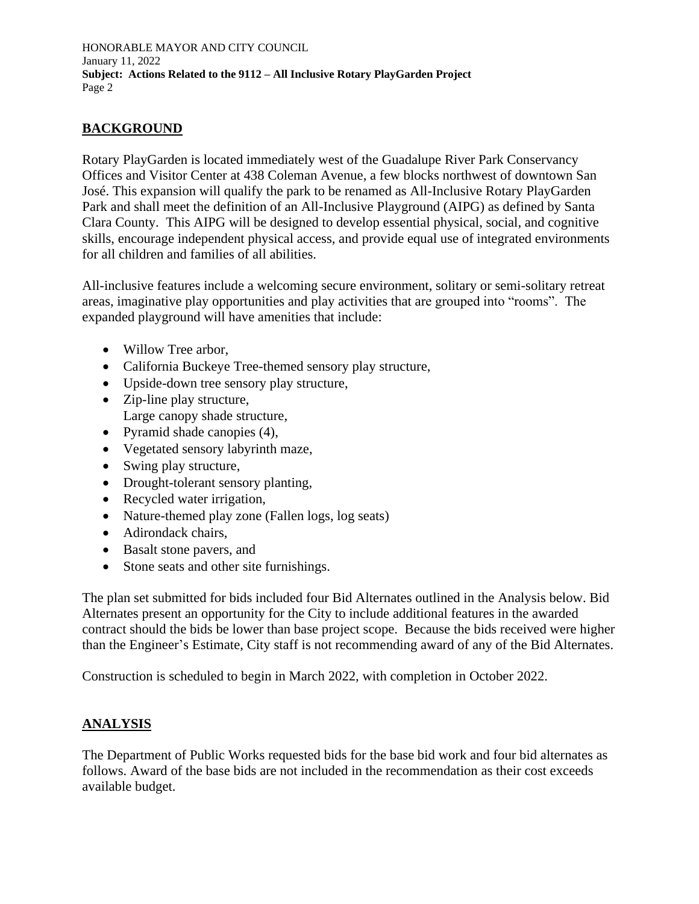## BACKGROUND

Rotary PlayGarden is located immediately west of the Guadalupe River Park Conservancy Offices and Visitor Center at 438 Coleman Avenue, a few blocks northwest of downtown San José. This expansion will qualify the park to be renamed as All-Inclusive Rotary PlayGarden Park and shall meet the definition of an All-Inclusive Playground (AIPG) as defined by Santa Clara County. This AIPG will be designed to develop essential physical, social, and cognitive skills, encourage independent physical access, and provide equal use of integrated environments for all children and families of all abilities.

All-inclusive features include a welcoming secure environment, solitary or semi-solitary retreat areas, imaginative play opportunities and play activities that are grouped into "rooms". The expanded playground will have amenities that include:

- Willow Tree arbor,
- California Buckeye Tree-themed sensory play structure,
- Upside-down tree sensory play structure,
- Zip-line play structure,
  Large canopy shade structure,
- Pyramid shade canopies (4),
- Vegetated sensory labyrinth maze,
- Swing play structure,
- Drought-tolerant sensory planting,
- Recycled water irrigation,
- Nature-themed play zone (Fallen logs, log seats)
- Adirondack chairs,
- Basalt stone pavers, and
- Stone seats and other site furnishings.

The plan set submitted for bids included four Bid Alternates outlined in the Analysis below. Bid Alternates present an opportunity for the City to include additional features in the awarded contract should the bids be lower than base project scope. Because the bids received were higher than the Engineer's Estimate, City staff is not recommending award of any of the Bid Alternates.

Construction is scheduled to begin in March 2022, with completion in October 2022.

## ANALYSIS

The Department of Public Works requested bids for the base bid work and four bid alternates as follows. Award of the base bids are not included in the recommendation as their cost exceeds available budget.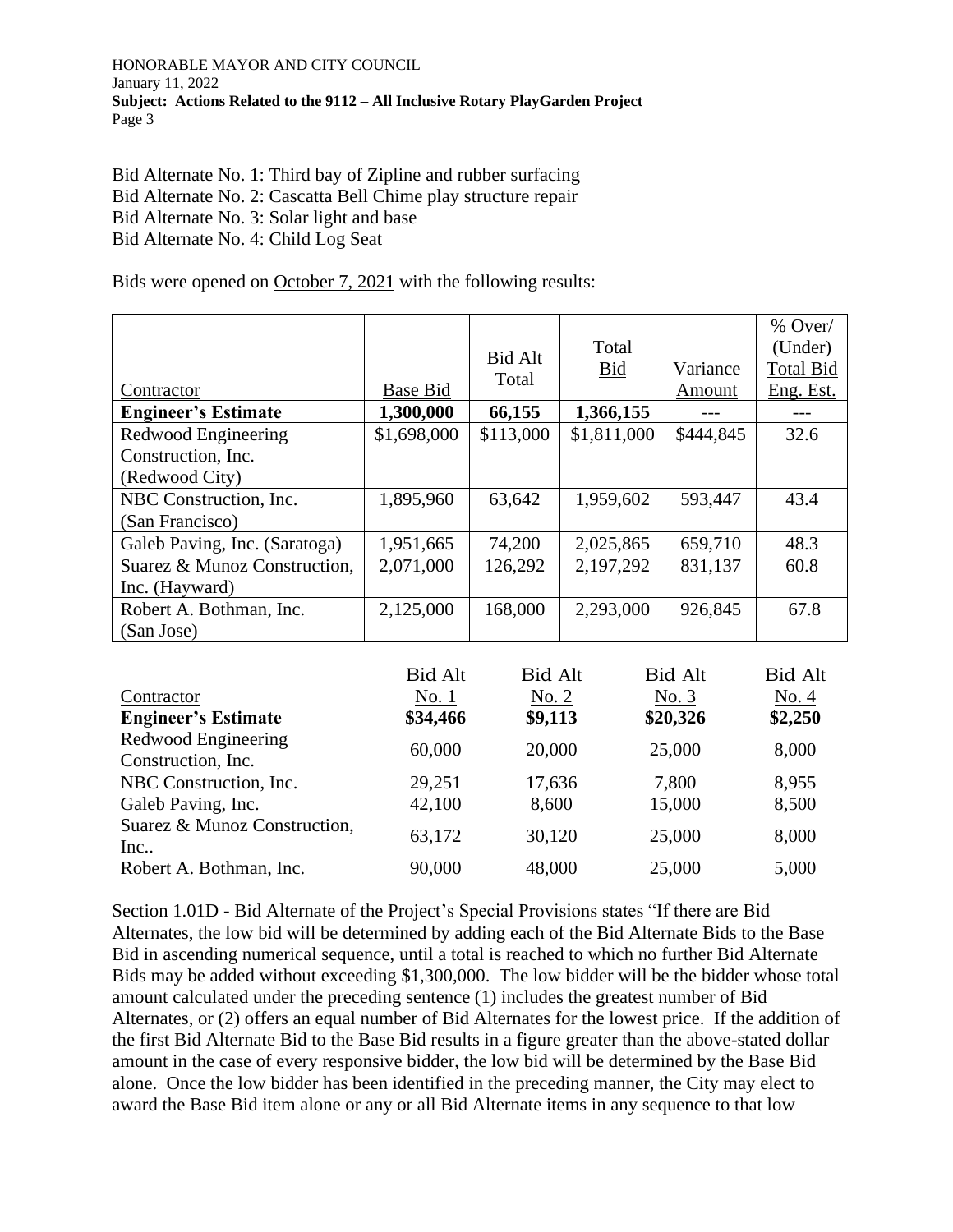Bid Alternate No. 1: Third bay of Zipline and rubber surfacing
Bid Alternate No. 2: Cascatta Bell Chime play structure repair
Bid Alternate No. 3: Solar light and base
Bid Alternate No. 4: Child Log Seat

Bids were opened on October 7, 2021 with the following results:

| Contractor | Base Bid | Bid Alt Total | Total Bid | Variance Amount | % Over/ (Under) Total Bid Eng. Est. |
|---|---|---|---|---|---|
| **Engineer's Estimate** | **1,300,000** | **66,155** | **1,366,155** | --- | --- |
| Redwood Engineering Construction, Inc. (Redwood City) | $1,698,000 | $113,000 | $1,811,000 | $444,845 | 32.6 |
| NBC Construction, Inc. (San Francisco) | 1,895,960 | 63,642 | 1,959,602 | 593,447 | 43.4 |
| Galeb Paving, Inc. (Saratoga) | 1,951,665 | 74,200 | 2,025,865 | 659,710 | 48.3 |
| Suarez & Munoz Construction, Inc. (Hayward) | 2,071,000 | 126,292 | 2,197,292 | 831,137 | 60.8 |
| Robert A. Bothman, Inc. (San Jose) | 2,125,000 | 168,000 | 2,293,000 | 926,845 | 67.8 |

| Contractor | Bid Alt No. 1 | Bid Alt No. 2 | Bid Alt No. 3 | Bid Alt No. 4 |
|---|---|---|---|---|
| **Engineer's Estimate** | **$34,466** | **$9,113** | **$20,326** | **$2,250** |
| Redwood Engineering Construction, Inc. | 60,000 | 20,000 | 25,000 | 8,000 |
| NBC Construction, Inc. | 29,251 | 17,636 | 7,800 | 8,955 |
| Galeb Paving, Inc. | 42,100 | 8,600 | 15,000 | 8,500 |
| Suarez & Munoz Construction, Inc.. | 63,172 | 30,120 | 25,000 | 8,000 |
| Robert A. Bothman, Inc. | 90,000 | 48,000 | 25,000 | 5,000 |

Section 1.01D - Bid Alternate of the Project's Special Provisions states "If there are Bid Alternates, the low bid will be determined by adding each of the Bid Alternate Bids to the Base Bid in ascending numerical sequence, until a total is reached to which no further Bid Alternate Bids may be added without exceeding $1,300,000. The low bidder will be the bidder whose total amount calculated under the preceding sentence (1) includes the greatest number of Bid Alternates, or (2) offers an equal number of Bid Alternates for the lowest price. If the addition of the first Bid Alternate Bid to the Base Bid results in a figure greater than the above-stated dollar amount in the case of every responsive bidder, the low bid will be determined by the Base Bid alone. Once the low bidder has been identified in the preceding manner, the City may elect to award the Base Bid item alone or any or all Bid Alternate items in any sequence to that low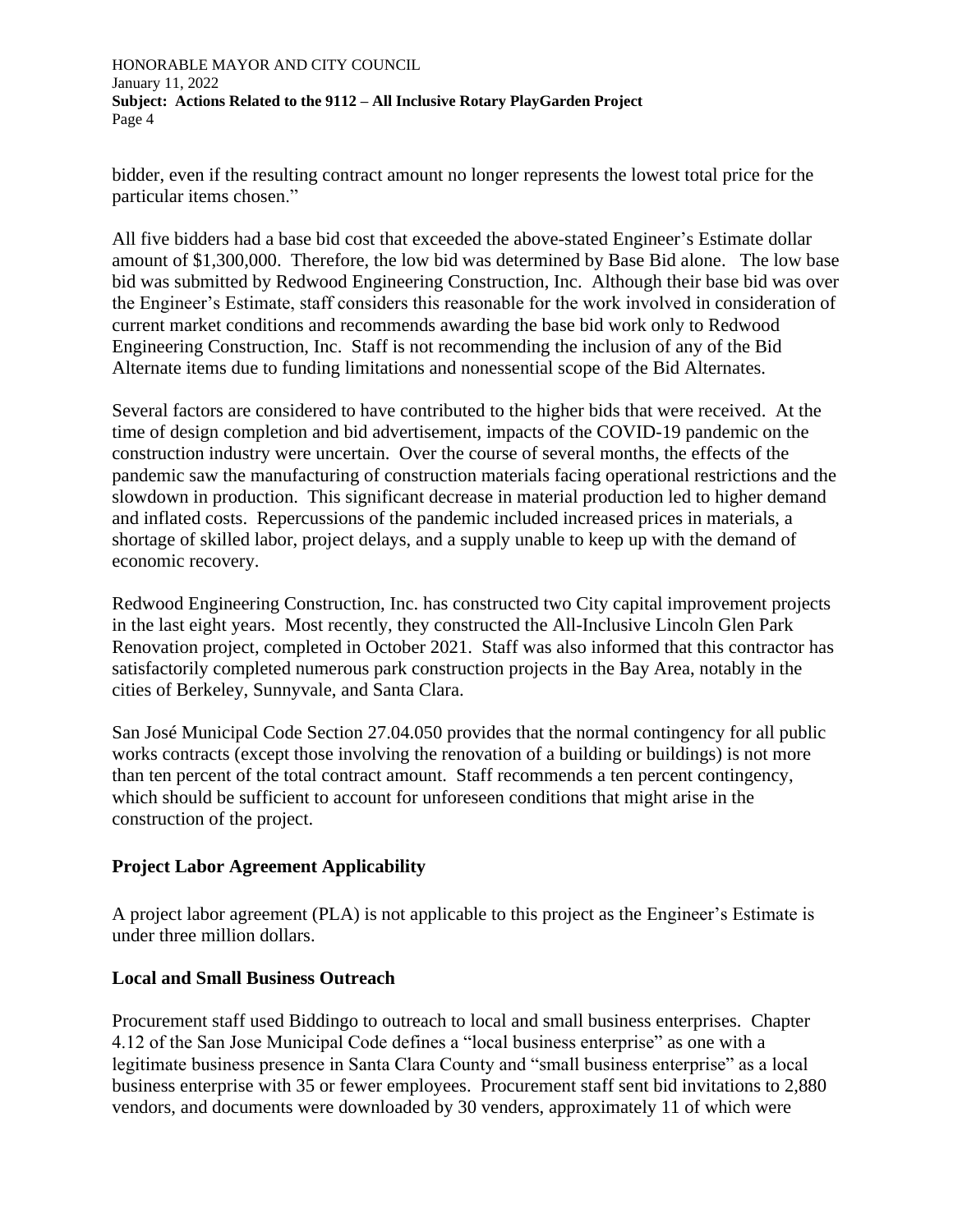bidder, even if the resulting contract amount no longer represents the lowest total price for the particular items chosen."

All five bidders had a base bid cost that exceeded the above-stated Engineer's Estimate dollar amount of $1,300,000. Therefore, the low bid was determined by Base Bid alone. The low base bid was submitted by Redwood Engineering Construction, Inc. Although their base bid was over the Engineer's Estimate, staff considers this reasonable for the work involved in consideration of current market conditions and recommends awarding the base bid work only to Redwood Engineering Construction, Inc. Staff is not recommending the inclusion of any of the Bid Alternate items due to funding limitations and nonessential scope of the Bid Alternates.

Several factors are considered to have contributed to the higher bids that were received. At the time of design completion and bid advertisement, impacts of the COVID-19 pandemic on the construction industry were uncertain. Over the course of several months, the effects of the pandemic saw the manufacturing of construction materials facing operational restrictions and the slowdown in production. This significant decrease in material production led to higher demand and inflated costs. Repercussions of the pandemic included increased prices in materials, a shortage of skilled labor, project delays, and a supply unable to keep up with the demand of economic recovery.

Redwood Engineering Construction, Inc. has constructed two City capital improvement projects in the last eight years. Most recently, they constructed the All-Inclusive Lincoln Glen Park Renovation project, completed in October 2021. Staff was also informed that this contractor has satisfactorily completed numerous park construction projects in the Bay Area, notably in the cities of Berkeley, Sunnyvale, and Santa Clara.

San José Municipal Code Section 27.04.050 provides that the normal contingency for all public works contracts (except those involving the renovation of a building or buildings) is not more than ten percent of the total contract amount. Staff recommends a ten percent contingency, which should be sufficient to account for unforeseen conditions that might arise in the construction of the project.

**Project Labor Agreement Applicability**

A project labor agreement (PLA) is not applicable to this project as the Engineer's Estimate is under three million dollars.

**Local and Small Business Outreach**

Procurement staff used Biddingo to outreach to local and small business enterprises. Chapter 4.12 of the San Jose Municipal Code defines a "local business enterprise" as one with a legitimate business presence in Santa Clara County and "small business enterprise" as a local business enterprise with 35 or fewer employees. Procurement staff sent bid invitations to 2,880 vendors, and documents were downloaded by 30 venders, approximately 11 of which were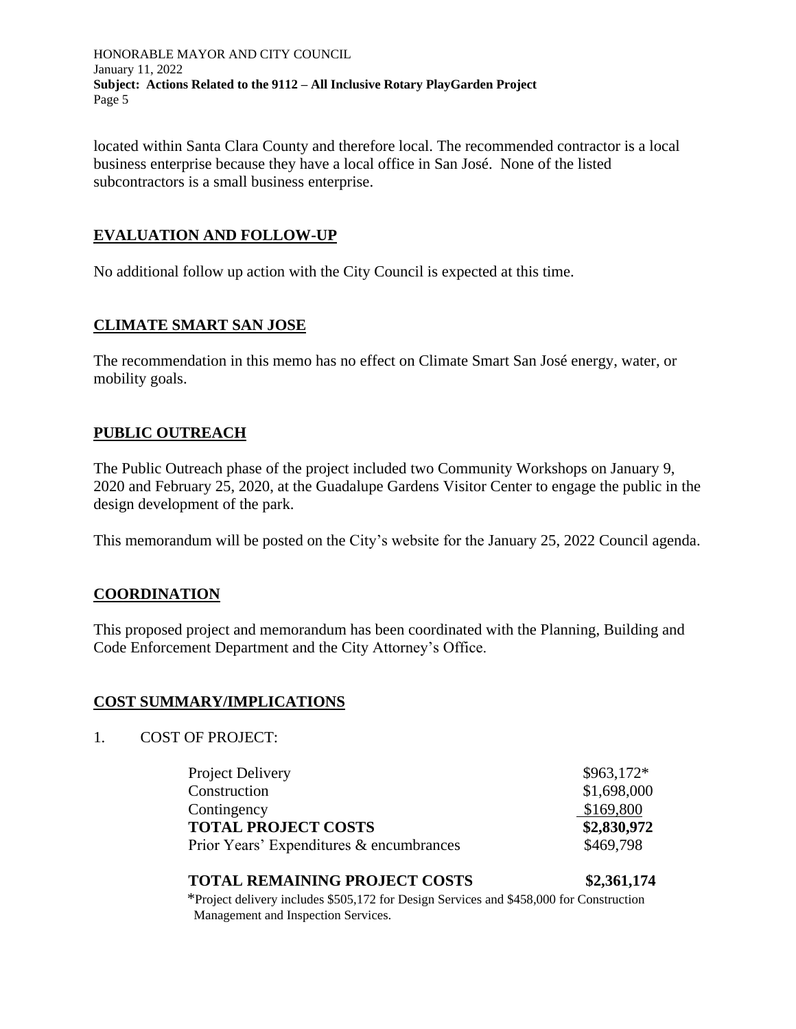located within Santa Clara County and therefore local. The recommended contractor is a local business enterprise because they have a local office in San José. None of the listed subcontractors is a small business enterprise.

## EVALUATION AND FOLLOW-UP

No additional follow up action with the City Council is expected at this time.

## CLIMATE SMART SAN JOSE

The recommendation in this memo has no effect on Climate Smart San José energy, water, or mobility goals.

## PUBLIC OUTREACH

The Public Outreach phase of the project included two Community Workshops on January 9, 2020 and February 25, 2020, at the Guadalupe Gardens Visitor Center to engage the public in the design development of the park.

This memorandum will be posted on the City's website for the January 25, 2022 Council agenda.

## COORDINATION

This proposed project and memorandum has been coordinated with the Planning, Building and Code Enforcement Department and the City Attorney's Office.

## COST SUMMARY/IMPLICATIONS

1. COST OF PROJECT:

| | |
|---|---|
| Project Delivery | $963,172* |
| Construction | $1,698,000 |
| Contingency | $169,800 |
| **TOTAL PROJECT COSTS** | **$2,830,972** |
| Prior Years' Expenditures & encumbrances | $469,798 |
| **TOTAL REMAINING PROJECT COSTS** | **$2,361,174** |

*Project delivery includes $505,172 for Design Services and $458,000 for Construction Management and Inspection Services.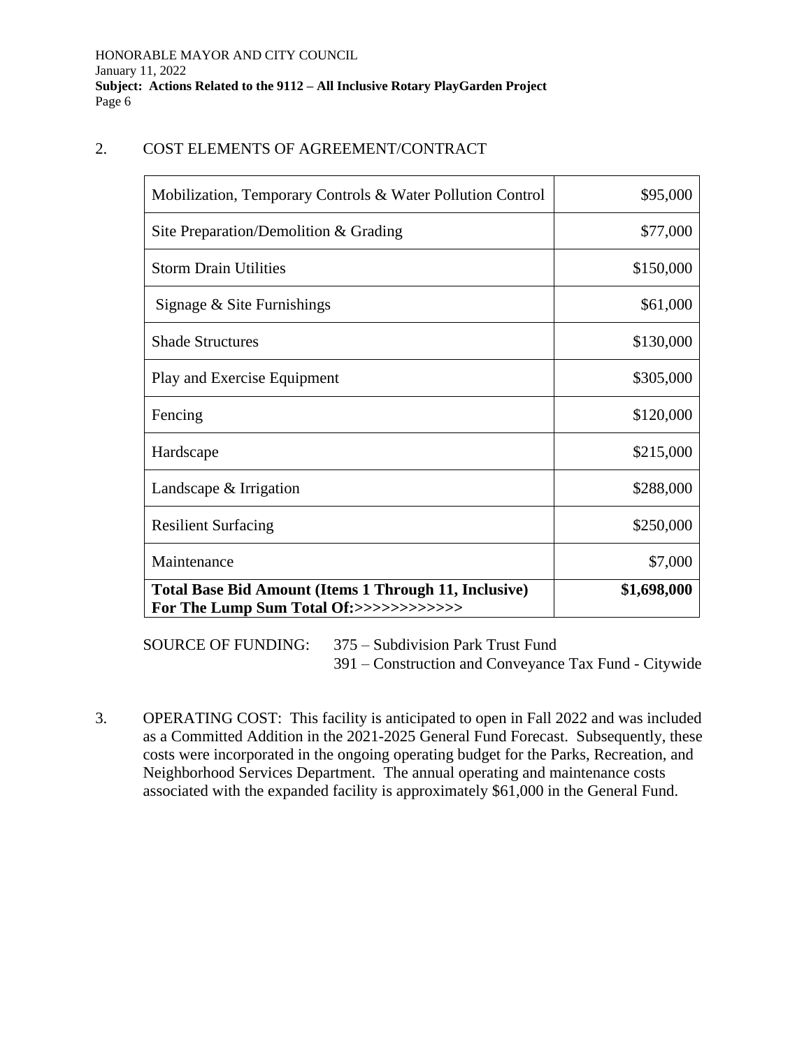2. COST ELEMENTS OF AGREEMENT/CONTRACT

| Item | Amount |
|---|---:|
| Mobilization, Temporary Controls & Water Pollution Control | $95,000 |
| Site Preparation/Demolition & Grading | $77,000 |
| Storm Drain Utilities | $150,000 |
| Signage & Site Furnishings | $61,000 |
| Shade Structures | $130,000 |
| Play and Exercise Equipment | $305,000 |
| Fencing | $120,000 |
| Hardscape | $215,000 |
| Landscape & Irrigation | $288,000 |
| Resilient Surfacing | $250,000 |
| Maintenance | $7,000 |
| **Total Base Bid Amount (Items 1 Through 11, Inclusive) For The Lump Sum Total Of:>>>>>>>>>>>>>** | **$1,698,000** |

SOURCE OF FUNDING: 375 – Subdivision Park Trust Fund
391 – Construction and Conveyance Tax Fund - Citywide

3. OPERATING COST: This facility is anticipated to open in Fall 2022 and was included as a Committed Addition in the 2021-2025 General Fund Forecast. Subsequently, these costs were incorporated in the ongoing operating budget for the Parks, Recreation, and Neighborhood Services Department. The annual operating and maintenance costs associated with the expanded facility is approximately $61,000 in the General Fund.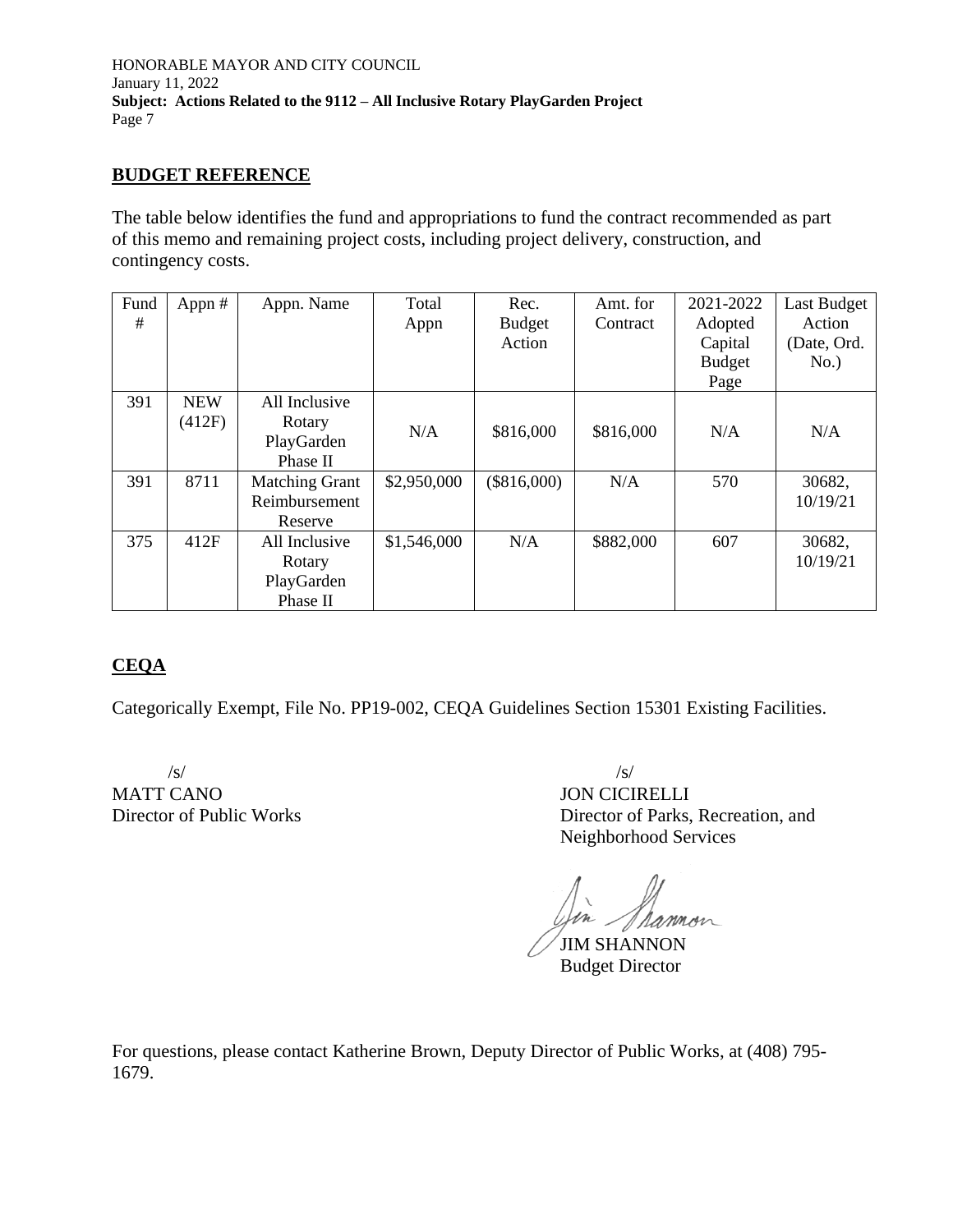## BUDGET REFERENCE

The table below identifies the fund and appropriations to fund the contract recommended as part of this memo and remaining project costs, including project delivery, construction, and contingency costs.

| Fund # | Appn # | Appn. Name | Total Appn | Rec. Budget Action | Amt. for Contract | 2021-2022 Adopted Capital Budget Page | Last Budget Action (Date, Ord. No.) |
|---|---|---|---|---|---|---|---|
| 391 | NEW (412F) | All Inclusive Rotary PlayGarden Phase II | N/A | $816,000 | $816,000 | N/A | N/A |
| 391 | 8711 | Matching Grant Reimbursement Reserve | $2,950,000 | ($816,000) | N/A | 570 | 30682, 10/19/21 |
| 375 | 412F | All Inclusive Rotary PlayGarden Phase II | $1,546,000 | N/A | $882,000 | 607 | 30682, 10/19/21 |

## CEQA

Categorically Exempt, File No. PP19-002, CEQA Guidelines Section 15301 Existing Facilities.

/s/
MATT CANO
Director of Public Works

/s/
JON CICIRELLI
Director of Parks, Recreation, and Neighborhood Services

JIM SHANNON
Budget Director

For questions, please contact Katherine Brown, Deputy Director of Public Works, at (408) 795-1679.